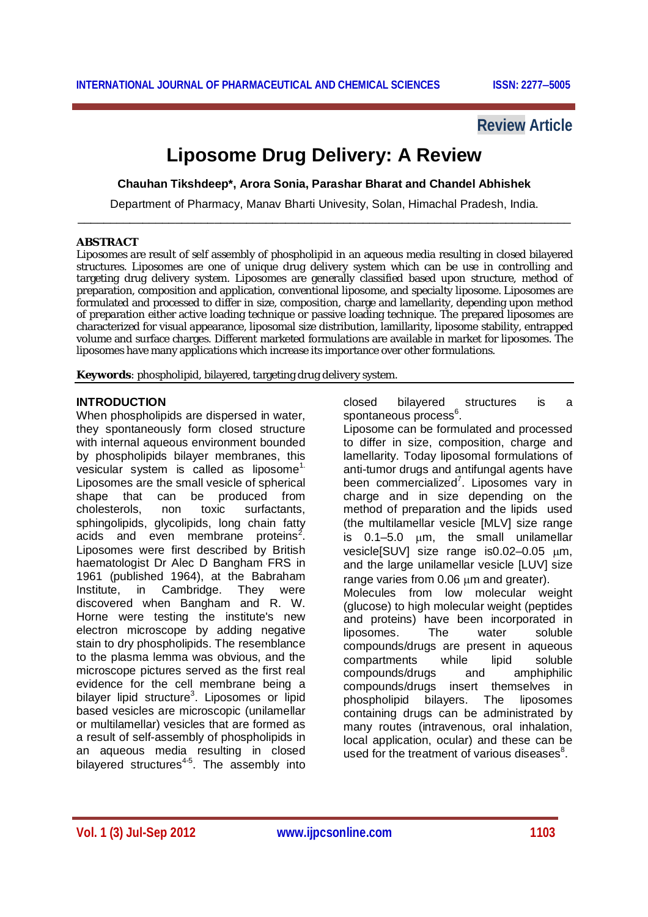Review Article

# Liposome Drug Delivery: A Review

**Chauhan Tikshdeep*, Arora Sonia, Parashar Bharat and Chandel Abhishek**

Department of Pharmacy, Manav Bharti Univesity, Solan, Himachal Pradesh, India.

## ABSTRACT

Liposomes are result of self assembly of phospholipid in an aqueous media resulting in closed bilayered structures. Liposomes are one of unique drug delivery system which can be use in controlling and targeting drug delivery system. Liposomes are generally classified based upon structure, method of preparation, composition and application, conventional liposome, and specialty liposome. Liposomes are formulated and processed to differ in size, composition, charge and lamellarity, depending upon method of preparation either active loading technique or passive loading technique. The prepared liposomes are characterized for visual appearance, liposomal size distribution, lamillarity, liposome stability, entrapped volume and surface charges. Different marketed formulations are available in market for liposomes. The liposomes have many applications which increase its importance over other formulations.

**Keywords**: phospholipid, bilayered, targeting drug delivery system.

## INTRODUCTION

When phospholipids are dispersed in water, they spontaneously form closed structure with internal aqueous environment bounded by phospholipids bilayer membranes, this vesicular system is called as liposome[1]. Liposomes are the small vesicle of spherical shape that can be produced from cholesterols, non toxic surfactants, sphingolipids, glycolipids, long chain fatty acids and even membrane proteins[2]. Liposomes were first described by British haematologist Dr Alec D Bangham FRS in 1961 (published 1964), at the Babraham Institute, in Cambridge. They were discovered when Bangham and R. W. Horne were testing the institute's new electron microscope by adding negative stain to dry phospholipids. The resemblance to the plasma lemma was obvious, and the microscope pictures served as the first real evidence for the cell membrane being a bilayer lipid structure[3]. Liposomes or lipid based vesicles are microscopic (unilamellar or multilamellar) vesicles that are formed as a result of self-assembly of phospholipids in an aqueous media resulting in closed bilayered structures[4-5]. The assembly into closed bilayered structures is a spontaneous process[6].

Liposome can be formulated and processed to differ in size, composition, charge and lamellarity. Today liposomal formulations of anti-tumor drugs and antifungal agents have been commercialized[7]. Liposomes vary in charge and in size depending on the method of preparation and the lipids used (the multilamellar vesicle [MLV] size range is 0.1–5.0 μm, the small unilamellar vesicle[SUV] size range is0.02–0.05 μm, and the large unilamellar vesicle [LUV] size range varies from 0.06 μm and greater).

Molecules from low molecular weight (glucose) to high molecular weight (peptides and proteins) have been incorporated in liposomes. The water soluble compounds/drugs are present in aqueous compartments while lipid soluble compounds/drugs and amphiphilic compounds/drugs insert themselves in phospholipid bilayers. The liposomes containing drugs can be administrated by many routes (intravenous, oral inhalation, local application, ocular) and these can be used for the treatment of various diseases[8].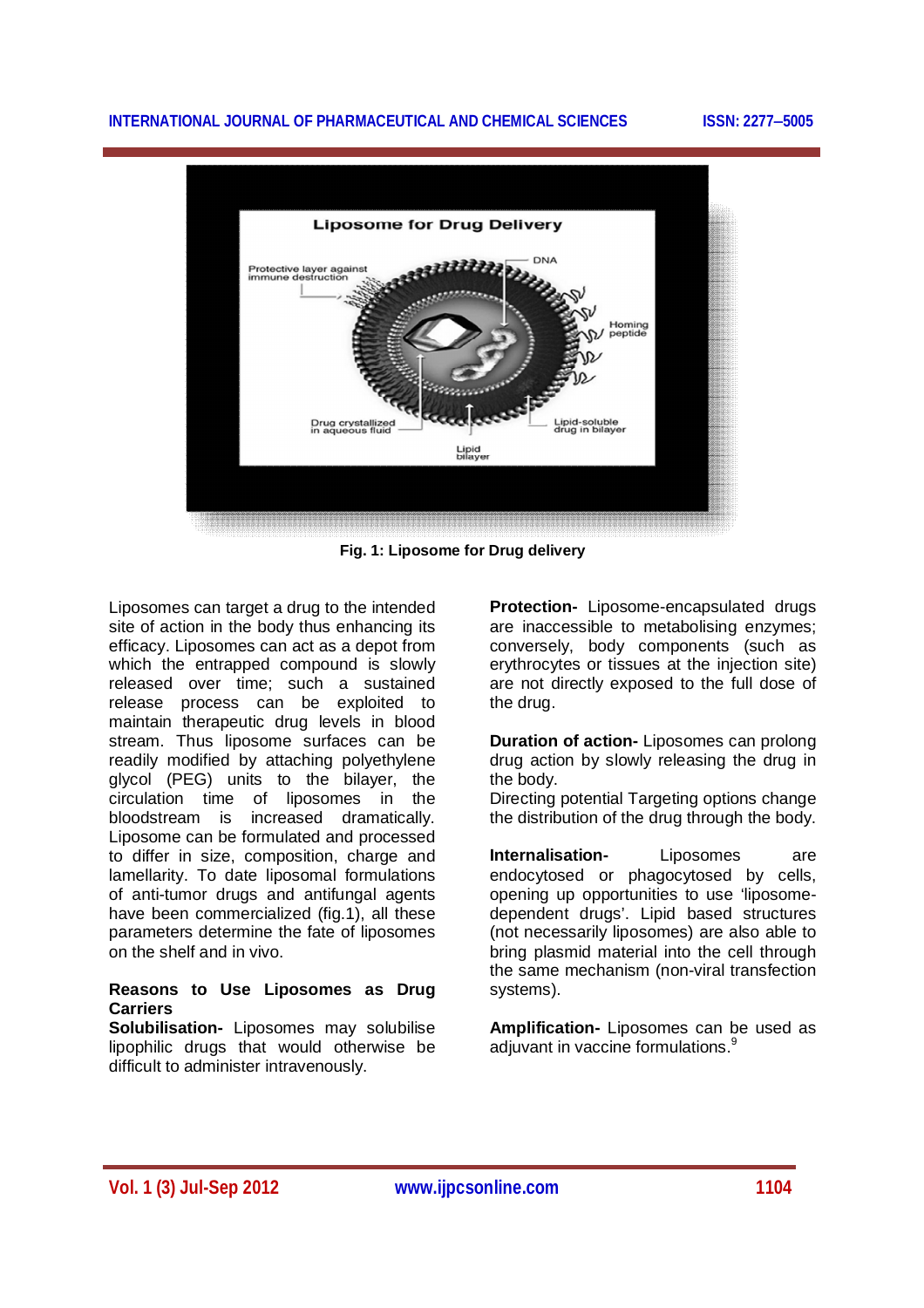Fig. 1: Liposome for Drug delivery

Liposomes can target a drug to the intended site of action in the body thus enhancing its efficacy. Liposomes can act as a depot from which the entrapped compound is slowly released over time; such a sustained release process can be exploited to maintain therapeutic drug levels in blood stream. Thus liposome surfaces can be readily modified by attaching polyethylene glycol (PEG) units to the bilayer, the circulation time of liposomes in the bloodstream is increased dramatically. Liposome can be formulated and processed to differ in size, composition, charge and lamellarity. To date liposomal formulations of anti-tumor drugs and antifungal agents have been commercialized (fig.1), all these parameters determine the fate of liposomes on the shelf and in vivo.

**Reasons to Use Liposomes as Drug Carriers**

**Solubilisation-** Liposomes may solubilise lipophilic drugs that would otherwise be difficult to administer intravenously.

**Protection-** Liposome-encapsulated drugs are inaccessible to metabolising enzymes; conversely, body components (such as erythrocytes or tissues at the injection site) are not directly exposed to the full dose of the drug.

**Duration of action-** Liposomes can prolong drug action by slowly releasing the drug in the body.

Directing potential Targeting options change the distribution of the drug through the body.

**Internalisation-** Liposomes are endocytosed or phagocytosed by cells, opening up opportunities to use 'liposome-dependent drugs'. Lipid based structures (not necessarily liposomes) are also able to bring plasmid material into the cell through the same mechanism (non-viral transfection systems).

**Amplification-** Liposomes can be used as adjuvant in vaccine formulations.[9]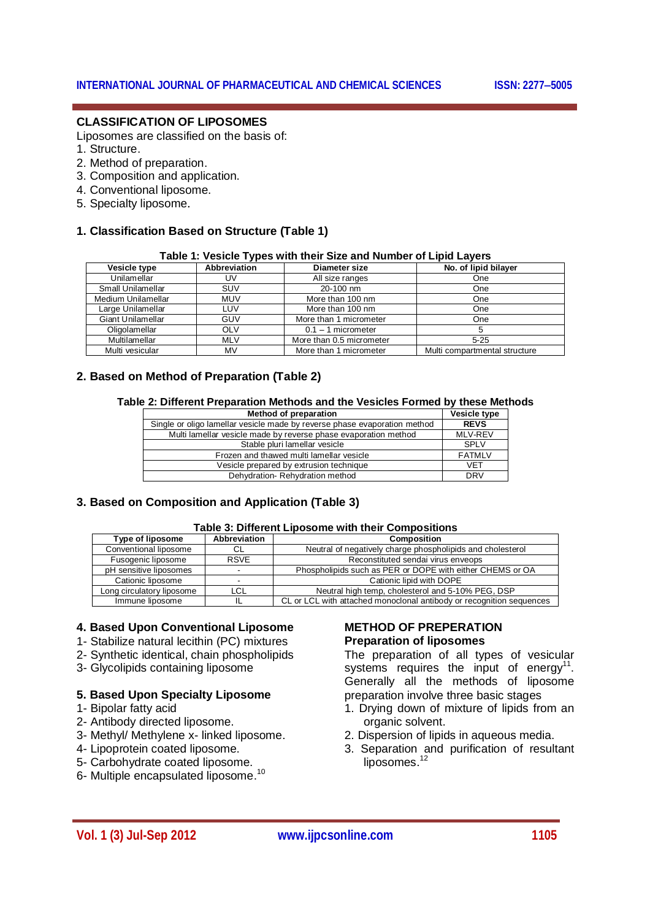## CLASSIFICATION OF LIPOSOMES

Liposomes are classified on the basis of:

1. Structure.
2. Method of preparation.
3. Composition and application.
4. Conventional liposome.
5. Specialty liposome.

### 1. Classification Based on Structure (Table 1)

**Table 1: Vesicle Types with their Size and Number of Lipid Layers**

| Vesicle type | Abbreviation | Diameter size | No. of lipid bilayer |
|---|---|---|---|
| Unilamellar | UV | All size ranges | One |
| Small Unilamellar | SUV | 20-100 nm | One |
| Medium Unilamellar | MUV | More than 100 nm | One |
| Large Unilamellar | LUV | More than 100 nm | One |
| Giant Unilamellar | GUV | More than 1 micrometer | One |
| Oligolamellar | OLV | 0.1 – 1 micrometer | 5 |
| Multilamellar | MLV | More than 0.5 micrometer | 5-25 |
| Multi vesicular | MV | More than 1 micrometer | Multi compartmental structure |

### 2. Based on Method of Preparation (Table 2)

**Table 2: Different Preparation Methods and the Vesicles Formed by these Methods**

| Method of preparation | Vesicle type |
|---|---|
| Single or oligo lamellar vesicle made by reverse phase evaporation method | **REVS** |
| Multi lamellar vesicle made by reverse phase evaporation method | MLV-REV |
| Stable pluri lamellar vesicle | SPLV |
| Frozen and thawed multi lamellar vesicle | FATMLV |
| Vesicle prepared by extrusion technique | VET |
| Dehydration- Rehydration method | DRV |

### 3. Based on Composition and Application (Table 3)

**Table 3: Different Liposome with their Compositions**

| Type of liposome | Abbreviation | Composition |
|---|---|---|
| Conventional liposome | CL | Neutral of negatively charge phospholipids and cholesterol |
| Fusogenic liposome | RSVE | Reconstituted sendai virus enveops |
| pH sensitive liposomes | - | Phospholipids such as PER or DOPE with either CHEMS or OA |
| Cationic liposome | - | Cationic lipid with DOPE |
| Long circulatory liposome | LCL | Neutral high temp, cholesterol and 5-10% PEG, DSP |
| Immune liposome | IL | CL or LCL with attached monoclonal antibody or recognition sequences |

### 4. Based Upon Conventional Liposome

1- Stabilize natural lecithin (PC) mixtures
2- Synthetic identical, chain phospholipids
3- Glycolipids containing liposome

### 5. Based Upon Specialty Liposome

1- Bipolar fatty acid
2- Antibody directed liposome.
3- Methyl/ Methylene x- linked liposome.
4- Lipoprotein coated liposome.
5- Carbohydrate coated liposome.
6- Multiple encapsulated liposome.[10]

## METHOD OF PREPERATION

### Preparation of liposomes

The preparation of all types of vesicular systems requires the input of energy[11]. Generally all the methods of liposome preparation involve three basic stages

1. Drying down of mixture of lipids from an organic solvent.
2. Dispersion of lipids in aqueous media.
3. Separation and purification of resultant liposomes.[12]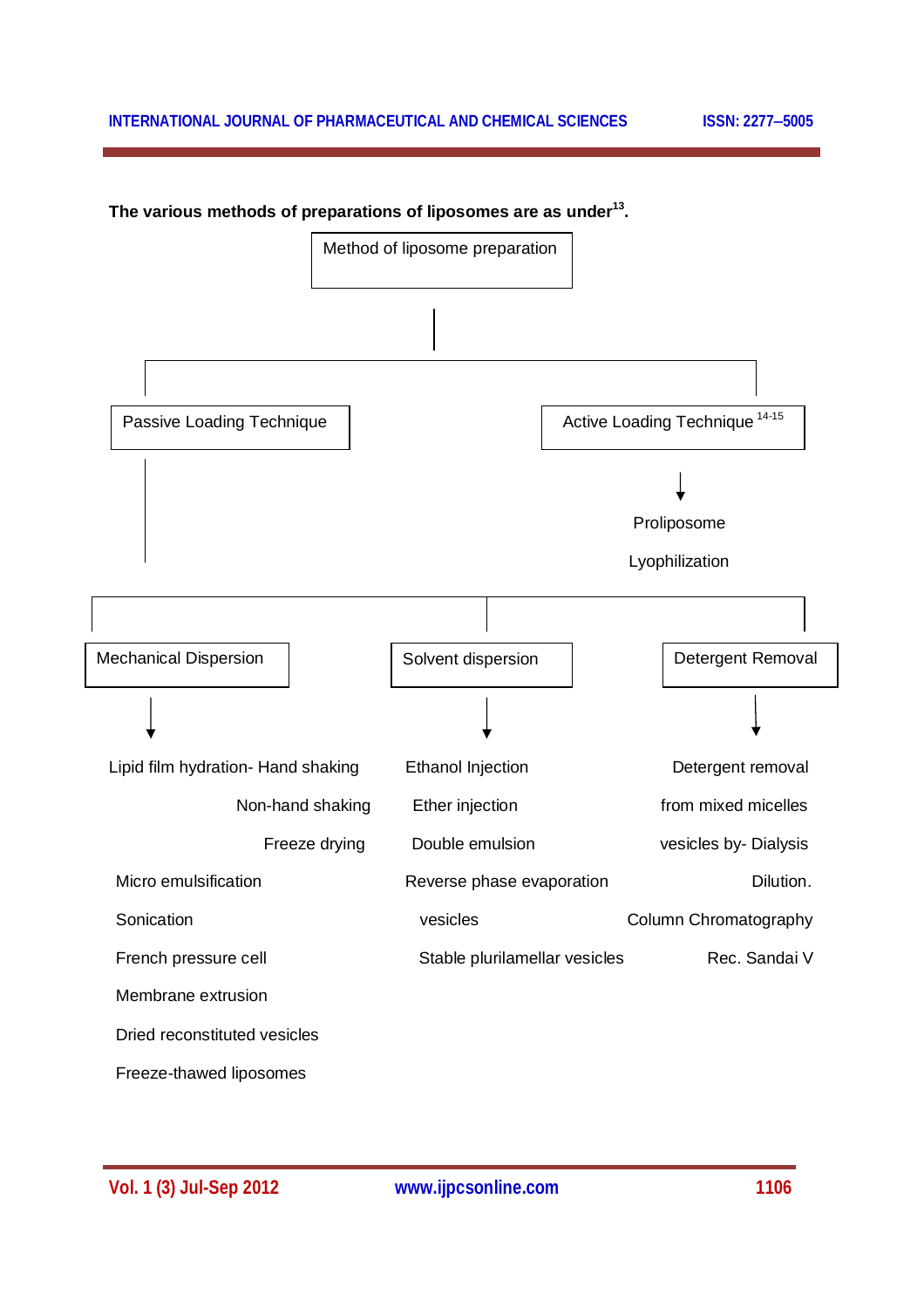**The various methods of preparations of liposomes are as under[13].**

- Method of liposome preparation
  - Passive Loading Technique
    - Mechanical Dispersion
      - Lipid film hydration- Hand shaking
        - Non-hand shaking
        - Freeze drying
      - Micro emulsification
      - Sonication
      - French pressure cell
      - Membrane extrusion
      - Dried reconstituted vesicles
      - Freeze-thawed liposomes
    - Solvent dispersion
      - Ethanol Injection
      - Ether injection
      - Double emulsion
      - Reverse phase evaporation vesicles
      - Stable plurilamellar vesicles
    - Detergent Removal
      - Detergent removal from mixed micelles vesicles by- Dialysis
      - Dilution.
      - Column Chromatography
      - Rec. Sandai V
  - Active Loading Technique [14-15]
    - Proliposome
    - Lyophilization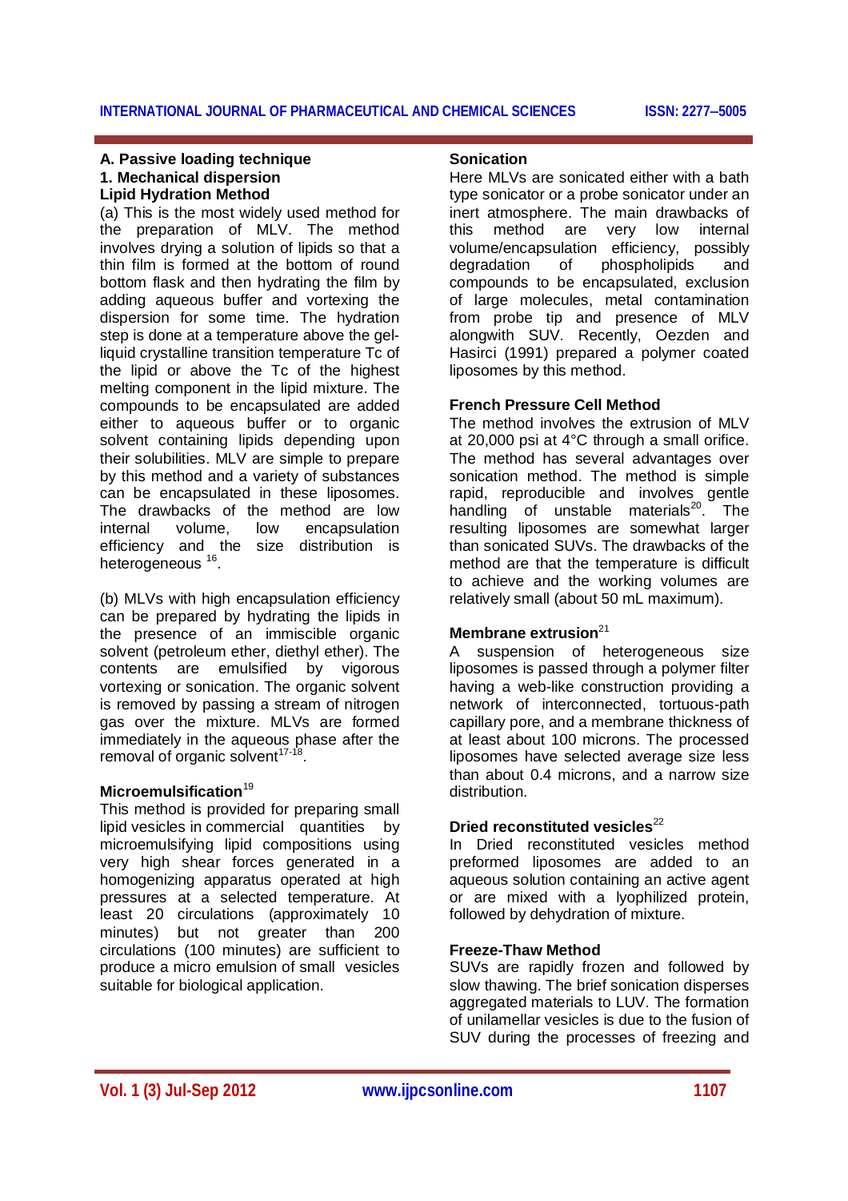### A. Passive loading technique

### 1. Mechanical dispersion

#### Lipid Hydration Method

(a) This is the most widely used method for the preparation of MLV. The method involves drying a solution of lipids so that a thin film is formed at the bottom of round bottom flask and then hydrating the film by adding aqueous buffer and vortexing the dispersion for some time. The hydration step is done at a temperature above the gel-liquid crystalline transition temperature Tc of the lipid or above the Tc of the highest melting component in the lipid mixture. The compounds to be encapsulated are added either to aqueous buffer or to organic solvent containing lipids depending upon their solubilities. MLV are simple to prepare by this method and a variety of substances can be encapsulated in these liposomes. The drawbacks of the method are low internal volume, low encapsulation efficiency and the size distribution is heterogeneous [16].

(b) MLVs with high encapsulation efficiency can be prepared by hydrating the lipids in the presence of an immiscible organic solvent (petroleum ether, diethyl ether). The contents are emulsified by vigorous vortexing or sonication. The organic solvent is removed by passing a stream of nitrogen gas over the mixture. MLVs are formed immediately in the aqueous phase after the removal of organic solvent[17-18].

#### Microemulsification[19]

This method is provided for preparing small lipid vesicles in commercial quantities by microemulsifying lipid compositions using very high shear forces generated in a homogenizing apparatus operated at high pressures at a selected temperature. At least 20 circulations (approximately 10 minutes) but not greater than 200 circulations (100 minutes) are sufficient to produce a micro emulsion of small vesicles suitable for biological application.

#### Sonication

Here MLVs are sonicated either with a bath type sonicator or a probe sonicator under an inert atmosphere. The main drawbacks of this method are very low internal volume/encapsulation efficiency, possibly degradation of phospholipids and compounds to be encapsulated, exclusion of large molecules, metal contamination from probe tip and presence of MLV alongwith SUV. Recently, Oezden and Hasirci (1991) prepared a polymer coated liposomes by this method.

#### French Pressure Cell Method

The method involves the extrusion of MLV at 20,000 psi at 4°C through a small orifice. The method has several advantages over sonication method. The method is simple rapid, reproducible and involves gentle handling of unstable materials[20]. The resulting liposomes are somewhat larger than sonicated SUVs. The drawbacks of the method are that the temperature is difficult to achieve and the working volumes are relatively small (about 50 mL maximum).

#### Membrane extrusion[21]

A suspension of heterogeneous size liposomes is passed through a polymer filter having a web-like construction providing a network of interconnected, tortuous-path capillary pore, and a membrane thickness of at least about 100 microns. The processed liposomes have selected average size less than about 0.4 microns, and a narrow size distribution.

#### Dried reconstituted vesicles[22]

In Dried reconstituted vesicles method preformed liposomes are added to an aqueous solution containing an active agent or are mixed with a lyophilized protein, followed by dehydration of mixture.

#### Freeze-Thaw Method

SUVs are rapidly frozen and followed by slow thawing. The brief sonication disperses aggregated materials to LUV. The formation of unilamellar vesicles is due to the fusion of SUV during the processes of freezing and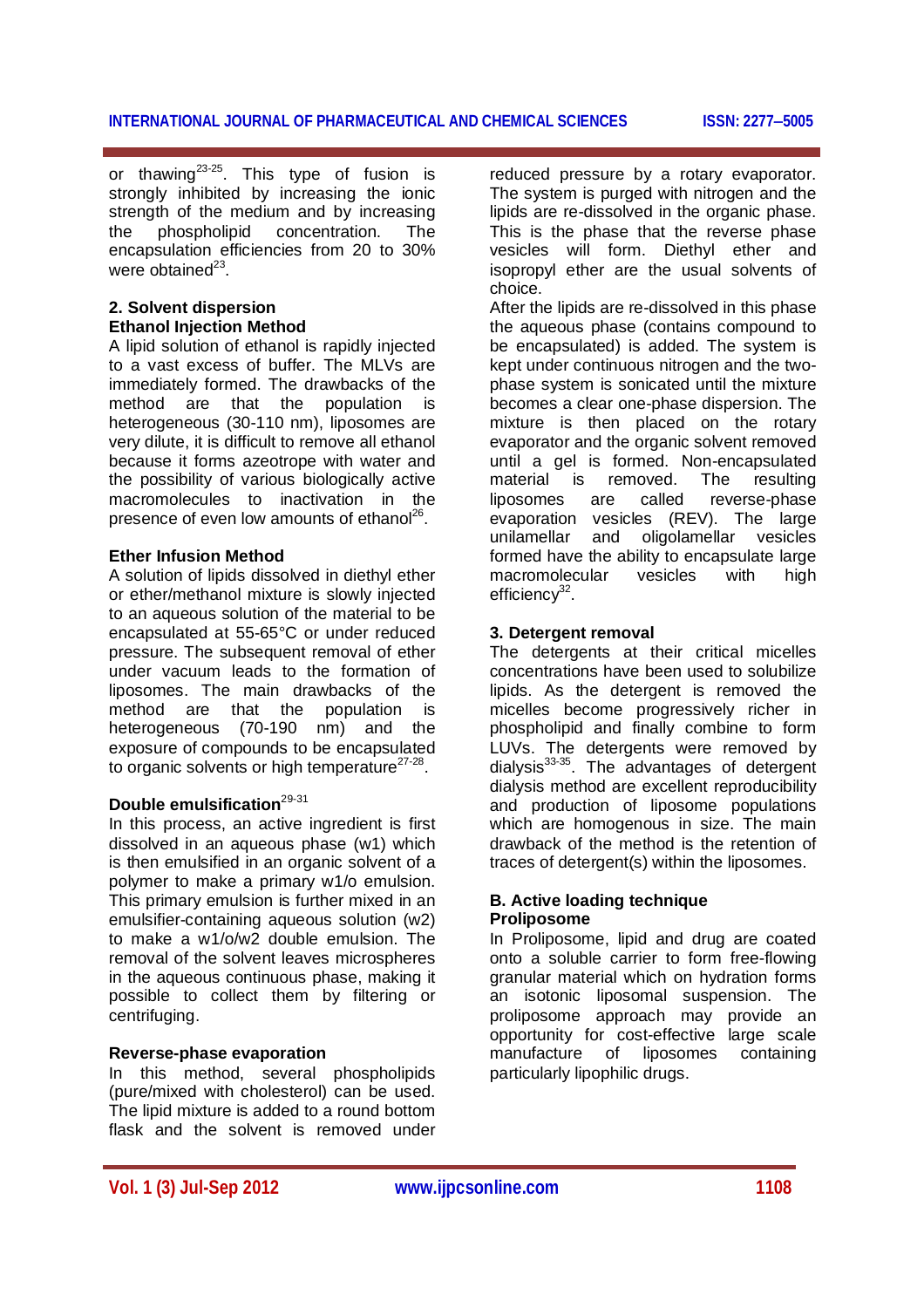or thawing[23-25]. This type of fusion is strongly inhibited by increasing the ionic strength of the medium and by increasing the phospholipid concentration. The encapsulation efficiencies from 20 to 30% were obtained[23].

### 2. Solvent dispersion

#### Ethanol Injection Method

A lipid solution of ethanol is rapidly injected to a vast excess of buffer. The MLVs are immediately formed. The drawbacks of the method are that the population is heterogeneous (30-110 nm), liposomes are very dilute, it is difficult to remove all ethanol because it forms azeotrope with water and the possibility of various biologically active macromolecules to inactivation in the presence of even low amounts of ethanol[26].

#### Ether Infusion Method

A solution of lipids dissolved in diethyl ether or ether/methanol mixture is slowly injected to an aqueous solution of the material to be encapsulated at 55-65°C or under reduced pressure. The subsequent removal of ether under vacuum leads to the formation of liposomes. The main drawbacks of the method are that the population is heterogeneous (70-190 nm) and the exposure of compounds to be encapsulated to organic solvents or high temperature[27-28].

#### Double emulsification[29-31]

In this process, an active ingredient is first dissolved in an aqueous phase (w1) which is then emulsified in an organic solvent of a polymer to make a primary w1/o emulsion. This primary emulsion is further mixed in an emulsifier-containing aqueous solution (w2) to make a w1/o/w2 double emulsion. The removal of the solvent leaves microspheres in the aqueous continuous phase, making it possible to collect them by filtering or centrifuging.

#### Reverse-phase evaporation

In this method, several phospholipids (pure/mixed with cholesterol) can be used. The lipid mixture is added to a round bottom flask and the solvent is removed under reduced pressure by a rotary evaporator. The system is purged with nitrogen and the lipids are re-dissolved in the organic phase. This is the phase that the reverse phase vesicles will form. Diethyl ether and isopropyl ether are the usual solvents of choice.

After the lipids are re-dissolved in this phase the aqueous phase (contains compound to be encapsulated) is added. The system is kept under continuous nitrogen and the two-phase system is sonicated until the mixture becomes a clear one-phase dispersion. The mixture is then placed on the rotary evaporator and the organic solvent removed until a gel is formed. Non-encapsulated material is removed. The resulting liposomes are called reverse-phase evaporation vesicles (REV). The large unilamellar and oligolamellar vesicles formed have the ability to encapsulate large macromolecular vesicles with high efficiency[32].

### 3. Detergent removal

The detergents at their critical micelles concentrations have been used to solubilize lipids. As the detergent is removed the micelles become progressively richer in phospholipid and finally combine to form LUVs. The detergents were removed by dialysis[33-35]. The advantages of detergent dialysis method are excellent reproducibility and production of liposome populations which are homogenous in size. The main drawback of the method is the retention of traces of detergent(s) within the liposomes.

### B. Active loading technique

#### Proliposome

In Proliposome, lipid and drug are coated onto a soluble carrier to form free-flowing granular material which on hydration forms an isotonic liposomal suspension. The proliposome approach may provide an opportunity for cost-effective large scale manufacture of liposomes containing particularly lipophilic drugs.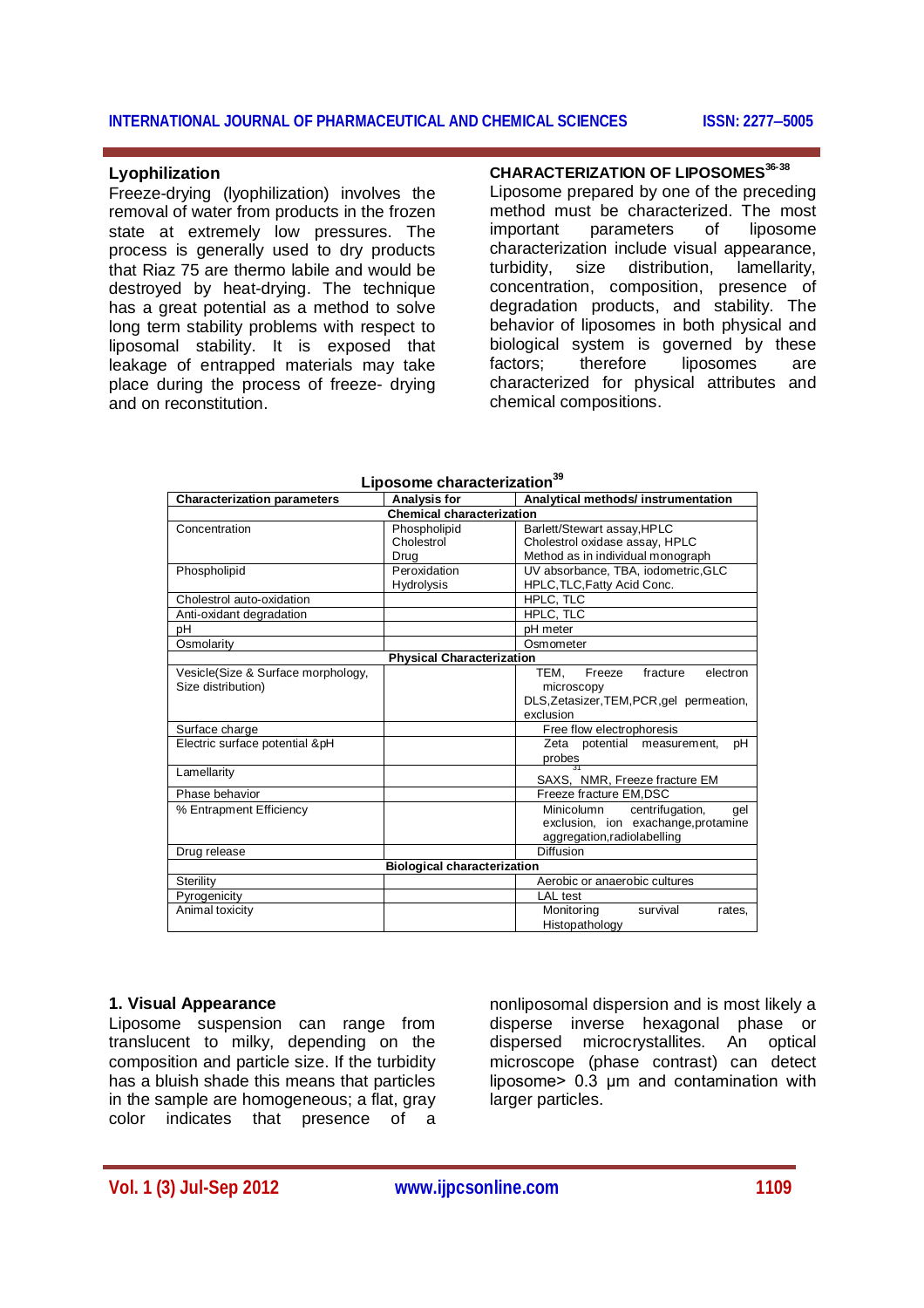### Lyophilization

Freeze-drying (lyophilization) involves the removal of water from products in the frozen state at extremely low pressures. The process is generally used to dry products that Riaz 75 are thermo labile and would be destroyed by heat-drying. The technique has a great potential as a method to solve long term stability problems with respect to liposomal stability. It is exposed that leakage of entrapped materials may take place during the process of freeze- drying and on reconstitution.

## CHARACTERIZATION OF LIPOSOMES[36-38]

Liposome prepared by one of the preceding method must be characterized. The most important parameters of liposome characterization include visual appearance, turbidity, size distribution, lamellarity, concentration, composition, presence of degradation products, and stability. The behavior of liposomes in both physical and biological system is governed by these factors; therefore liposomes are characterized for physical attributes and chemical compositions.

**Liposome characterization[39]**

| Characterization parameters | Analysis for | Analytical methods/ instrumentation |
|---|---|---|
| | **Chemical characterization** | |
| Concentration | Phospholipid<br>Cholestrol<br>Drug | Barlett/Stewart assay,HPLC<br>Cholestrol oxidase assay, HPLC<br>Method as in individual monograph |
| Phospholipid | Peroxidation<br>Hydrolysis | UV absorbance, TBA, iodometric,GLC<br>HPLC,TLC,Fatty Acid Conc. |
| Cholestrol auto-oxidation | | HPLC, TLC |
| Anti-oxidant degradation | | HPLC, TLC |
| pH | | pH meter |
| Osmolarity | | Osmometer |
| | **Physical Characterization** | |
| Vesicle(Size & Surface morphology, Size distribution) | | TEM, Freeze fracture electron microscopy<br>DLS,Zetasizer,TEM,PCR,gel permeation, exclusion |
| Surface charge | | Free flow electrophoresis |
| Electric surface potential &pH | | Zeta potential measurement, pH probes |
| Lamellarity | | SAXS, NMR, Freeze fracture EM[31] |
| Phase behavior | | Freeze fracture EM,DSC |
| % Entrapment Efficiency | | Minicolumn centrifugation, gel exclusion, ion exachange,protamine aggregation,radiolabelling |
| Drug release | | Diffusion |
| | **Biological characterization** | |
| Sterility | | Aerobic or anaerobic cultures |
| Pyrogenicity | | LAL test |
| Animal toxicity | | Monitoring survival rates, Histopathology |

### 1. Visual Appearance

Liposome suspension can range from translucent to milky, depending on the composition and particle size. If the turbidity has a bluish shade this means that particles in the sample are homogeneous; a flat, gray color indicates that presence of a nonliposomal dispersion and is most likely a disperse inverse hexagonal phase or dispersed microcrystallites. An optical microscope (phase contrast) can detect liposome> 0.3 µm and contamination with larger particles.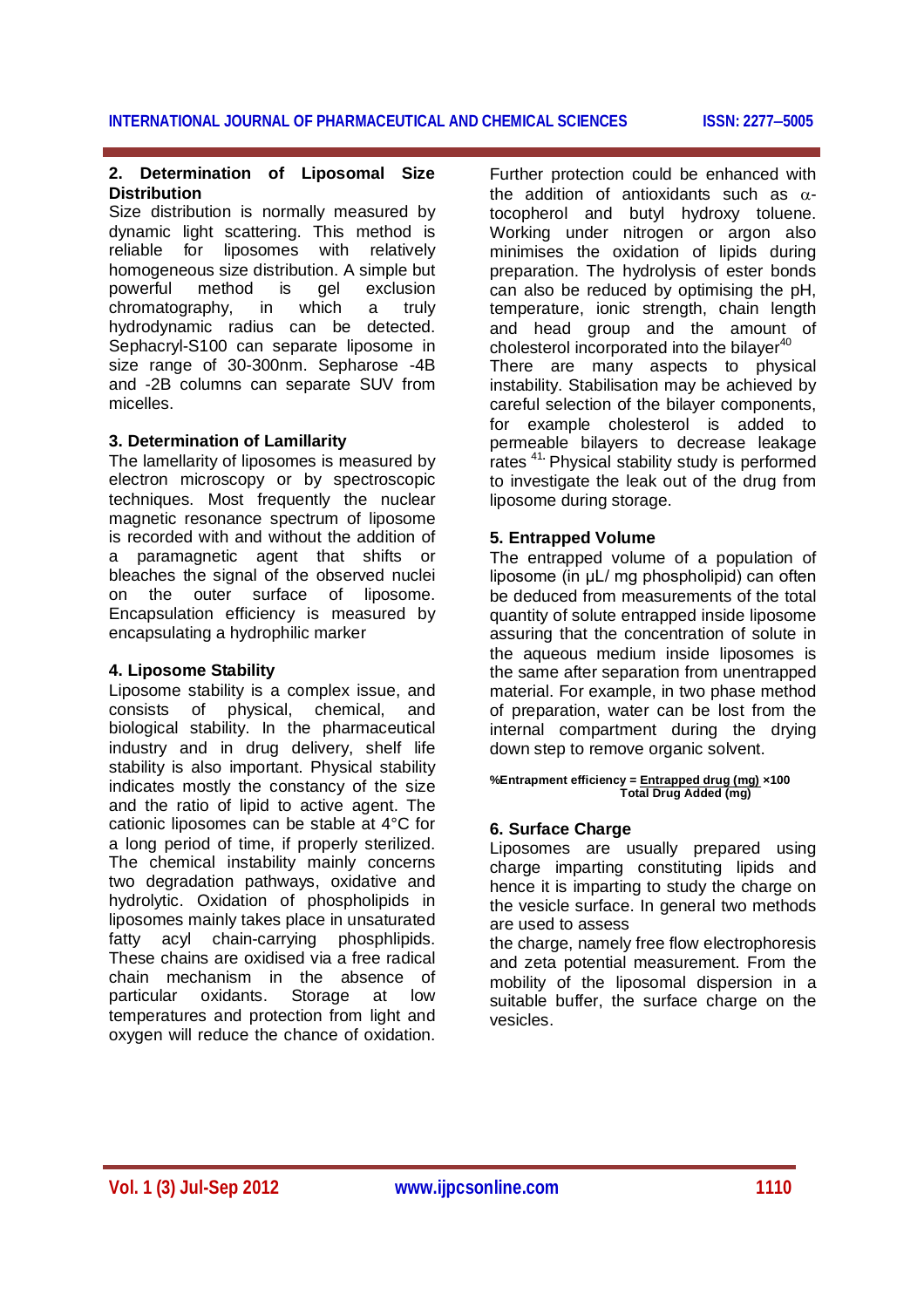**2. Determination of Liposomal Size Distribution**

Size distribution is normally measured by dynamic light scattering. This method is reliable for liposomes with relatively homogeneous size distribution. A simple but powerful method is gel exclusion chromatography, in which a truly hydrodynamic radius can be detected. Sephacryl-S100 can separate liposome in size range of 30-300nm. Sepharose -4B and -2B columns can separate SUV from micelles.

**3. Determination of Lamillarity**

The lamellarity of liposomes is measured by electron microscopy or by spectroscopic techniques. Most frequently the nuclear magnetic resonance spectrum of liposome is recorded with and without the addition of a paramagnetic agent that shifts or bleaches the signal of the observed nuclei on the outer surface of liposome. Encapsulation efficiency is measured by encapsulating a hydrophilic marker

**4. Liposome Stability**

Liposome stability is a complex issue, and consists of physical, chemical, and biological stability. In the pharmaceutical industry and in drug delivery, shelf life stability is also important. Physical stability indicates mostly the constancy of the size and the ratio of lipid to active agent. The cationic liposomes can be stable at 4°C for a long period of time, if properly sterilized. The chemical instability mainly concerns two degradation pathways, oxidative and hydrolytic. Oxidation of phospholipids in liposomes mainly takes place in unsaturated fatty acyl chain-carrying phosphlipids. These chains are oxidised via a free radical chain mechanism in the absence of particular oxidants. Storage at low temperatures and protection from light and oxygen will reduce the chance of oxidation. Further protection could be enhanced with the addition of antioxidants such as α-tocopherol and butyl hydroxy toluene. Working under nitrogen or argon also minimises the oxidation of lipids during preparation. The hydrolysis of ester bonds can also be reduced by optimising the pH, temperature, ionic strength, chain length and head group and the amount of cholesterol incorporated into the bilayer[40]

There are many aspects to physical instability. Stabilisation may be achieved by careful selection of the bilayer components, for example cholesterol is added to permeable bilayers to decrease leakage rates [41]. Physical stability study is performed to investigate the leak out of the drug from liposome during storage.

**5. Entrapped Volume**

The entrapped volume of a population of liposome (in μL/ mg phospholipid) can often be deduced from measurements of the total quantity of solute entrapped inside liposome assuring that the concentration of solute in the aqueous medium inside liposomes is the same after separation from unentrapped material. For example, in two phase method of preparation, water can be lost from the internal compartment during the drying down step to remove organic solvent.

$$\%\text{Entrapment efficiency} = \frac{\text{Entrapped drug (mg)}}{\text{Total Drug Added (mg)}} \times 100$$

**6. Surface Charge**

Liposomes are usually prepared using charge imparting constituting lipids and hence it is imparting to study the charge on the vesicle surface. In general two methods are used to assess the charge, namely free flow electrophoresis and zeta potential measurement. From the mobility of the liposomal dispersion in a suitable buffer, the surface charge on the vesicles.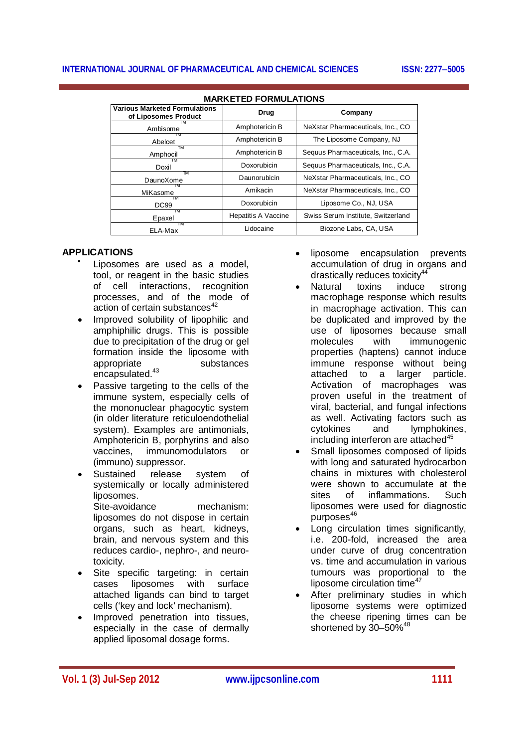**MARKETED FORMULATIONS**

| Various Marketed Formulations of Liposomes Product | Drug | Company |
|---|---|---|
| Ambisome™ | Amphotericin B | NeXstar Pharmaceuticals, Inc., CO |
| Abelcet™ | Amphotericin B | The Liposome Company, NJ |
| Amphocil™ | Amphotericin B | Sequus Pharmaceuticals, Inc., C.A. |
| Doxil™ | Doxorubicin | Sequus Pharmaceuticals, Inc., C.A. |
| DaunoXome™ | Daunorubicin | NeXstar Pharmaceuticals, Inc., CO |
| MiKasome™ | Amikacin | NeXstar Pharmaceuticals, Inc., CO |
| DC99™ | Doxorubicin | Liposome Co., NJ, USA |
| Epaxel™ | Hepatitis A Vaccine | Swiss Serum Institute, Switzerland |
| ELA-Max™ | Lidocaine | Biozone Labs, CA, USA |

## APPLICATIONS

- Liposomes are used as a model, tool, or reagent in the basic studies of cell interactions, recognition processes, and of the mode of action of certain substances[42]
- Improved solubility of lipophilic and amphiphilic drugs. This is possible due to precipitation of the drug or gel formation inside the liposome with appropriate substances encapsulated.[43]
- Passive targeting to the cells of the immune system, especially cells of the mononuclear phagocytic system (in older literature reticuloendothelial system). Examples are antimonials, Amphotericin B, porphyrins and also vaccines, immunomodulators or (immuno) suppressor.
- Sustained release system of systemically or locally administered liposomes.
  Site-avoidance mechanism: liposomes do not dispose in certain organs, such as heart, kidneys, brain, and nervous system and this reduces cardio-, nephro-, and neuro-toxicity.
- Site specific targeting: in certain cases liposomes with surface attached ligands can bind to target cells ('key and lock' mechanism).
- Improved penetration into tissues, especially in the case of dermally applied liposomal dosage forms.
- liposome encapsulation prevents accumulation of drug in organs and drastically reduces toxicity[44]
- Natural toxins induce strong macrophage response which results in macrophage activation. This can be duplicated and improved by the use of liposomes because small molecules with immunogenic properties (haptens) cannot induce immune response without being attached to a larger particle. Activation of macrophages was proven useful in the treatment of viral, bacterial, and fungal infections as well. Activating factors such as cytokines and lymphokines, including interferon are attached[45]
- Small liposomes composed of lipids with long and saturated hydrocarbon chains in mixtures with cholesterol were shown to accumulate at the sites of inflammations. Such liposomes were used for diagnostic purposes[46]
- Long circulation times significantly, i.e. 200-fold, increased the area under curve of drug concentration vs. time and accumulation in various tumours was proportional to the liposome circulation time[47]
- After preliminary studies in which liposome systems were optimized the cheese ripening times can be shortened by 30–50%[48]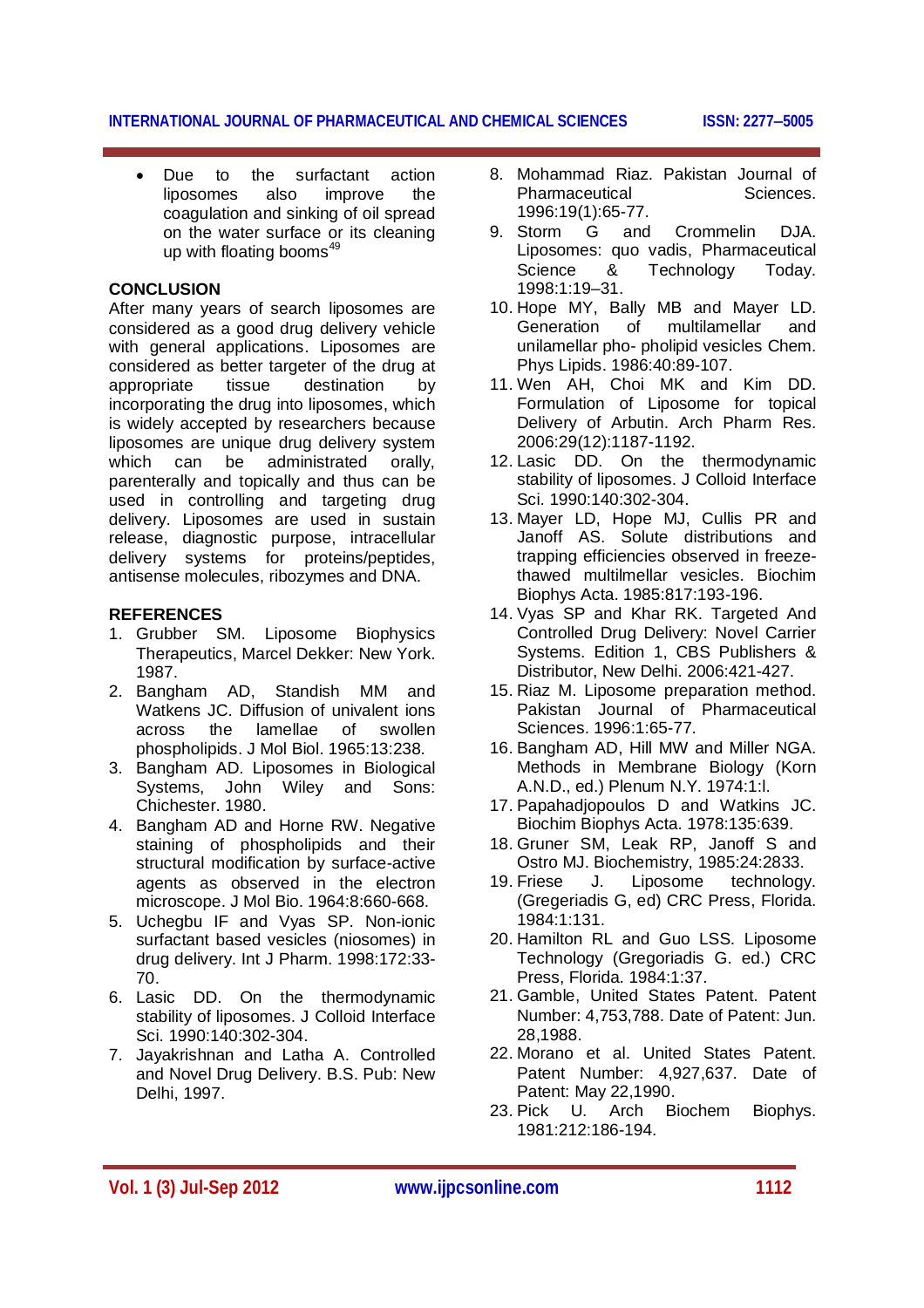- Due to the surfactant action liposomes also improve the coagulation and sinking of oil spread on the water surface or its cleaning up with floating booms[49]

## CONCLUSION

After many years of search liposomes are considered as a good drug delivery vehicle with general applications. Liposomes are considered as better targeter of the drug at appropriate tissue destination by incorporating the drug into liposomes, which is widely accepted by researchers because liposomes are unique drug delivery system which can be administrated orally, parenterally and topically and thus can be used in controlling and targeting drug delivery. Liposomes are used in sustain release, diagnostic purpose, intracellular delivery systems for proteins/peptides, antisense molecules, ribozymes and DNA.

## REFERENCES

1. Grubber SM. Liposome Biophysics Therapeutics, Marcel Dekker: New York. 1987.
2. Bangham AD, Standish MM and Watkens JC. Diffusion of univalent ions across the lamellae of swollen phospholipids. J Mol Biol. 1965:13:238.
3. Bangham AD. Liposomes in Biological Systems, John Wiley and Sons: Chichester. 1980.
4. Bangham AD and Horne RW. Negative staining of phospholipids and their structural modification by surface-active agents as observed in the electron microscope. J Mol Bio. 1964:8:660-668.
5. Uchegbu IF and Vyas SP. Non-ionic surfactant based vesicles (niosomes) in drug delivery. Int J Pharm. 1998:172:33-70.
6. Lasic DD. On the thermodynamic stability of liposomes. J Colloid Interface Sci. 1990:140:302-304.
7. Jayakrishnan and Latha A. Controlled and Novel Drug Delivery. B.S. Pub: New Delhi, 1997.
8. Mohammad Riaz. Pakistan Journal of Pharmaceutical Sciences. 1996:19(1):65-77.
9. Storm G and Crommelin DJA. Liposomes: quo vadis, Pharmaceutical Science & Technology Today. 1998:1:19–31.
10. Hope MY, Bally MB and Mayer LD. Generation of multilamellar and unilamellar pho- pholipid vesicles Chem. Phys Lipids. 1986:40:89-107.
11. Wen AH, Choi MK and Kim DD. Formulation of Liposome for topical Delivery of Arbutin. Arch Pharm Res. 2006:29(12):1187-1192.
12. Lasic DD. On the thermodynamic stability of liposomes. J Colloid Interface Sci. 1990:140:302-304.
13. Mayer LD, Hope MJ, Cullis PR and Janoff AS. Solute distributions and trapping efficiencies observed in freeze-thawed multilmellar vesicles. Biochim Biophys Acta. 1985:817:193-196.
14. Vyas SP and Khar RK. Targeted And Controlled Drug Delivery: Novel Carrier Systems. Edition 1, CBS Publishers & Distributor, New Delhi. 2006:421-427.
15. Riaz M. Liposome preparation method. Pakistan Journal of Pharmaceutical Sciences. 1996:1:65-77.
16. Bangham AD, Hill MW and Miller NGA. Methods in Membrane Biology (Korn A.N.D., ed.) Plenum N.Y. 1974:1:l.
17. Papahadjopoulos D and Watkins JC. Biochim Biophys Acta. 1978:135:639.
18. Gruner SM, Leak RP, Janoff S and Ostro MJ. Biochemistry, 1985:24:2833.
19. Friese J. Liposome technology. (Gregeriadis G, ed) CRC Press, Florida. 1984:1:131.
20. Hamilton RL and Guo LSS. Liposome Technology (Gregoriadis G. ed.) CRC Press, Florida. 1984:1:37.
21. Gamble, United States Patent. Patent Number: 4,753,788. Date of Patent: Jun. 28,1988.
22. Morano et al. United States Patent. Patent Number: 4,927,637. Date of Patent: May 22,1990.
23. Pick U. Arch Biochem Biophys. 1981:212:186-194.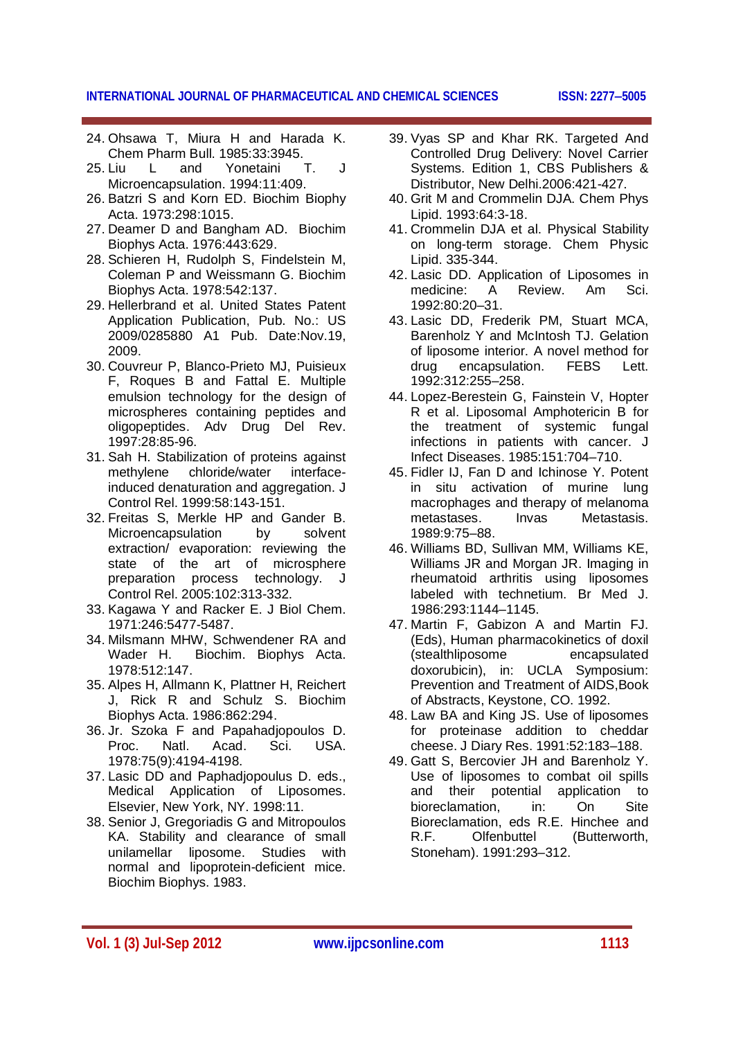24. Ohsawa T, Miura H and Harada K. Chem Pharm Bull. 1985:33:3945.
25. Liu L and Yonetaini T. J Microencapsulation. 1994:11:409.
26. Batzri S and Korn ED. Biochim Biophy Acta. 1973:298:1015.
27. Deamer D and Bangham AD. Biochim Biophys Acta. 1976:443:629.
28. Schieren H, Rudolph S, Findelstein M, Coleman P and Weissmann G. Biochim Biophys Acta. 1978:542:137.
29. Hellerbrand et al. United States Patent Application Publication, Pub. No.: US 2009/0285880 A1 Pub. Date:Nov.19, 2009.
30. Couvreur P, Blanco-Prieto MJ, Puisieux F, Roques B and Fattal E. Multiple emulsion technology for the design of microspheres containing peptides and oligopeptides. Adv Drug Del Rev. 1997:28:85-96.
31. Sah H. Stabilization of proteins against methylene chloride/water interface-induced denaturation and aggregation. J Control Rel. 1999:58:143-151.
32. Freitas S, Merkle HP and Gander B. Microencapsulation by solvent extraction/ evaporation: reviewing the state of the art of microsphere preparation process technology. J Control Rel. 2005:102:313-332.
33. Kagawa Y and Racker E. J Biol Chem. 1971:246:5477-5487.
34. Milsmann MHW, Schwendener RA and Wader H. Biochim. Biophys Acta. 1978:512:147.
35. Alpes H, Allmann K, Plattner H, Reichert J, Rick R and Schulz S. Biochim Biophys Acta. 1986:862:294.
36. Jr. Szoka F and Papahadjopoulos D. Proc. Natl. Acad. Sci. USA. 1978:75(9):4194-4198.
37. Lasic DD and Paphadjopoulus D. eds., Medical Application of Liposomes. Elsevier, New York, NY. 1998:11.
38. Senior J, Gregoriadis G and Mitropoulos KA. Stability and clearance of small unilamellar liposome. Studies with normal and lipoprotein-deficient mice. Biochim Biophys. 1983.
39. Vyas SP and Khar RK. Targeted And Controlled Drug Delivery: Novel Carrier Systems. Edition 1, CBS Publishers & Distributor, New Delhi.2006:421-427.
40. Grit M and Crommelin DJA. Chem Phys Lipid. 1993:64:3-18.
41. Crommelin DJA et al. Physical Stability on long-term storage. Chem Physic Lipid. 335-344.
42. Lasic DD. Application of Liposomes in medicine: A Review. Am Sci. 1992:80:20–31.
43. Lasic DD, Frederik PM, Stuart MCA, Barenholz Y and McIntosh TJ. Gelation of liposome interior. A novel method for drug encapsulation. FEBS Lett. 1992:312:255–258.
44. Lopez-Berestein G, Fainstein V, Hopter R et al. Liposomal Amphotericin B for the treatment of systemic fungal infections in patients with cancer. J Infect Diseases. 1985:151:704–710.
45. Fidler IJ, Fan D and Ichinose Y. Potent in situ activation of murine lung macrophages and therapy of melanoma metastases. Invas Metastasis. 1989:9:75–88.
46. Williams BD, Sullivan MM, Williams KE, Williams JR and Morgan JR. Imaging in rheumatoid arthritis using liposomes labeled with technetium. Br Med J. 1986:293:1144–1145.
47. Martin F, Gabizon A and Martin FJ. (Eds), Human pharmacokinetics of doxil (stealthliposome encapsulated doxorubicin), in: UCLA Symposium: Prevention and Treatment of AIDS,Book of Abstracts, Keystone, CO. 1992.
48. Law BA and King JS. Use of liposomes for proteinase addition to cheddar cheese. J Diary Res. 1991:52:183–188.
49. Gatt S, Bercovier JH and Barenholz Y. Use of liposomes to combat oil spills and their potential application to bioreclamation, in: On Site Bioreclamation, eds R.E. Hinchee and R.F. Olfenbuttel (Butterworth, Stoneham). 1991:293–312.